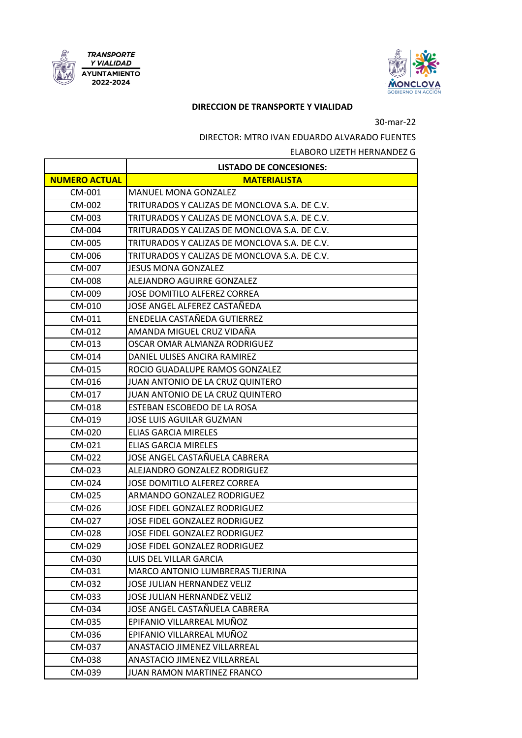TRANSPORTE Y VIALIDAD
AYUNTAMIENTO 2022-2024

MONCLOVA
GOBIERNO EN ACCIÓN

**DIRECCION DE TRANSPORTE Y VIALIDAD**

30-mar-22

DIRECTOR: MTRO IVAN EDUARDO ALVARADO FUENTES

ELABORO LIZETH HERNANDEZ G

| | **LISTADO DE CONCESIONES:** |
|---|---|
| **NUMERO ACTUAL** | **MATERIALISTA** |
| CM-001 | MANUEL MONA GONZALEZ |
| CM-002 | TRITURADOS Y CALIZAS DE MONCLOVA S.A. DE C.V. |
| CM-003 | TRITURADOS Y CALIZAS DE MONCLOVA S.A. DE C.V. |
| CM-004 | TRITURADOS Y CALIZAS DE MONCLOVA S.A. DE C.V. |
| CM-005 | TRITURADOS Y CALIZAS DE MONCLOVA S.A. DE C.V. |
| CM-006 | TRITURADOS Y CALIZAS DE MONCLOVA S.A. DE C.V. |
| CM-007 | JESUS MONA GONZALEZ |
| CM-008 | ALEJANDRO AGUIRRE GONZALEZ |
| CM-009 | JOSE DOMITILO ALFEREZ CORREA |
| CM-010 | JOSE ANGEL ALFEREZ CASTAÑEDA |
| CM-011 | ENEDELIA CASTAÑEDA GUTIERREZ |
| CM-012 | AMANDA MIGUEL CRUZ VIDAÑA |
| CM-013 | OSCAR OMAR ALMANZA RODRIGUEZ |
| CM-014 | DANIEL ULISES ANCIRA RAMIREZ |
| CM-015 | ROCIO GUADALUPE RAMOS GONZALEZ |
| CM-016 | JUAN ANTONIO DE LA CRUZ QUINTERO |
| CM-017 | JUAN ANTONIO DE LA CRUZ QUINTERO |
| CM-018 | ESTEBAN ESCOBEDO DE LA ROSA |
| CM-019 | JOSE LUIS AGUILAR GUZMAN |
| CM-020 | ELIAS GARCIA MIRELES |
| CM-021 | ELIAS GARCIA MIRELES |
| CM-022 | JOSE ANGEL CASTAÑUELA CABRERA |
| CM-023 | ALEJANDRO GONZALEZ RODRIGUEZ |
| CM-024 | JOSE DOMITILO ALFEREZ CORREA |
| CM-025 | ARMANDO GONZALEZ RODRIGUEZ |
| CM-026 | JOSE FIDEL GONZALEZ RODRIGUEZ |
| CM-027 | JOSE FIDEL GONZALEZ RODRIGUEZ |
| CM-028 | JOSE FIDEL GONZALEZ RODRIGUEZ |
| CM-029 | JOSE FIDEL GONZALEZ RODRIGUEZ |
| CM-030 | LUIS DEL VILLAR GARCIA |
| CM-031 | MARCO ANTONIO LUMBRERAS TIJERINA |
| CM-032 | JOSE JULIAN HERNANDEZ VELIZ |
| CM-033 | JOSE JULIAN HERNANDEZ VELIZ |
| CM-034 | JOSE ANGEL CASTAÑUELA CABRERA |
| CM-035 | EPIFANIO VILLARREAL MUÑOZ |
| CM-036 | EPIFANIO VILLARREAL MUÑOZ |
| CM-037 | ANASTACIO JIMENEZ VILLARREAL |
| CM-038 | ANASTACIO JIMENEZ VILLARREAL |
| CM-039 | JUAN RAMON MARTINEZ FRANCO |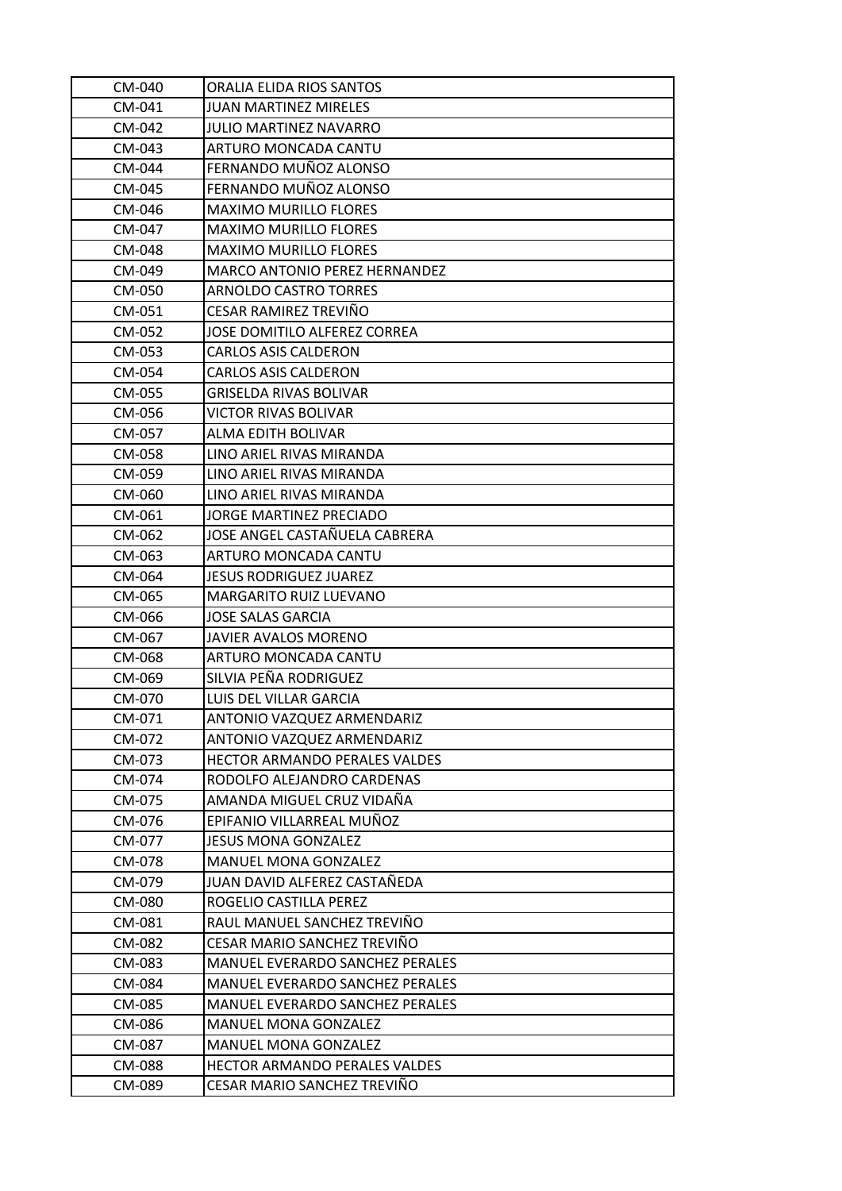| CM-040 | ORALIA ELIDA RIOS SANTOS |
|---|---|
| CM-041 | JUAN MARTINEZ MIRELES |
| CM-042 | JULIO MARTINEZ NAVARRO |
| CM-043 | ARTURO MONCADA CANTU |
| CM-044 | FERNANDO MUÑOZ ALONSO |
| CM-045 | FERNANDO MUÑOZ ALONSO |
| CM-046 | MAXIMO MURILLO FLORES |
| CM-047 | MAXIMO MURILLO FLORES |
| CM-048 | MAXIMO MURILLO FLORES |
| CM-049 | MARCO ANTONIO PEREZ HERNANDEZ |
| CM-050 | ARNOLDO CASTRO TORRES |
| CM-051 | CESAR RAMIREZ TREVIÑO |
| CM-052 | JOSE DOMITILO ALFEREZ CORREA |
| CM-053 | CARLOS ASIS CALDERON |
| CM-054 | CARLOS ASIS CALDERON |
| CM-055 | GRISELDA RIVAS BOLIVAR |
| CM-056 | VICTOR RIVAS BOLIVAR |
| CM-057 | ALMA EDITH BOLIVAR |
| CM-058 | LINO ARIEL RIVAS MIRANDA |
| CM-059 | LINO ARIEL RIVAS MIRANDA |
| CM-060 | LINO ARIEL RIVAS MIRANDA |
| CM-061 | JORGE MARTINEZ PRECIADO |
| CM-062 | JOSE ANGEL CASTAÑUELA CABRERA |
| CM-063 | ARTURO MONCADA CANTU |
| CM-064 | JESUS RODRIGUEZ JUAREZ |
| CM-065 | MARGARITO RUIZ LUEVANO |
| CM-066 | JOSE SALAS GARCIA |
| CM-067 | JAVIER AVALOS MORENO |
| CM-068 | ARTURO MONCADA CANTU |
| CM-069 | SILVIA PEÑA RODRIGUEZ |
| CM-070 | LUIS DEL VILLAR GARCIA |
| CM-071 | ANTONIO VAZQUEZ ARMENDARIZ |
| CM-072 | ANTONIO VAZQUEZ ARMENDARIZ |
| CM-073 | HECTOR ARMANDO PERALES VALDES |
| CM-074 | RODOLFO ALEJANDRO CARDENAS |
| CM-075 | AMANDA MIGUEL CRUZ VIDAÑA |
| CM-076 | EPIFANIO VILLARREAL MUÑOZ |
| CM-077 | JESUS MONA GONZALEZ |
| CM-078 | MANUEL MONA GONZALEZ |
| CM-079 | JUAN DAVID ALFEREZ CASTAÑEDA |
| CM-080 | ROGELIO CASTILLA PEREZ |
| CM-081 | RAUL MANUEL SANCHEZ TREVIÑO |
| CM-082 | CESAR MARIO SANCHEZ TREVIÑO |
| CM-083 | MANUEL EVERARDO SANCHEZ PERALES |
| CM-084 | MANUEL EVERARDO SANCHEZ PERALES |
| CM-085 | MANUEL EVERARDO SANCHEZ PERALES |
| CM-086 | MANUEL MONA GONZALEZ |
| CM-087 | MANUEL MONA GONZALEZ |
| CM-088 | HECTOR ARMANDO PERALES VALDES |
| CM-089 | CESAR MARIO SANCHEZ TREVIÑO |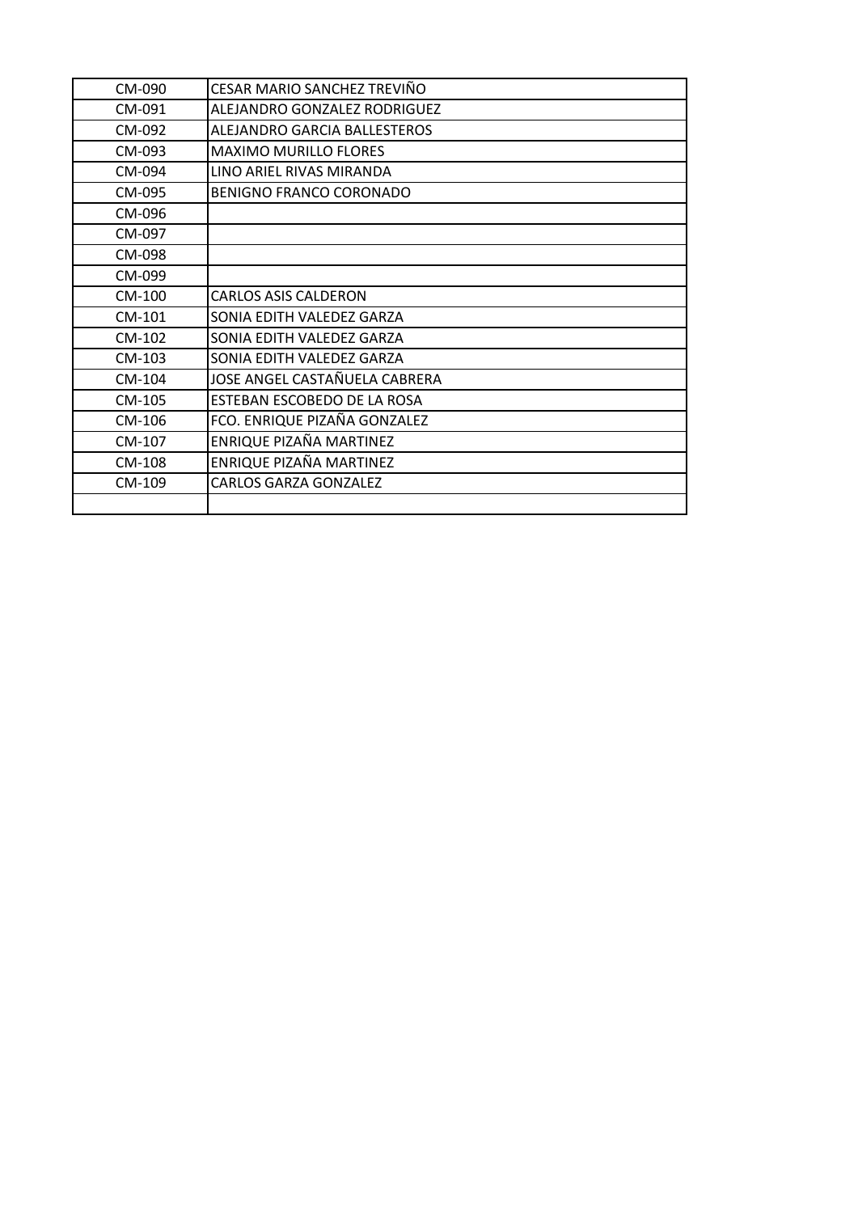| | |
|---|---|
| CM-090 | CESAR MARIO SANCHEZ TREVIÑO |
| CM-091 | ALEJANDRO GONZALEZ RODRIGUEZ |
| CM-092 | ALEJANDRO GARCIA BALLESTEROS |
| CM-093 | MAXIMO MURILLO FLORES |
| CM-094 | LINO ARIEL RIVAS MIRANDA |
| CM-095 | BENIGNO FRANCO CORONADO |
| CM-096 | |
| CM-097 | |
| CM-098 | |
| CM-099 | |
| CM-100 | CARLOS ASIS CALDERON |
| CM-101 | SONIA EDITH VALEDEZ GARZA |
| CM-102 | SONIA EDITH VALEDEZ GARZA |
| CM-103 | SONIA EDITH VALEDEZ GARZA |
| CM-104 | JOSE ANGEL CASTAÑUELA CABRERA |
| CM-105 | ESTEBAN ESCOBEDO DE LA ROSA |
| CM-106 | FCO. ENRIQUE PIZAÑA GONZALEZ |
| CM-107 | ENRIQUE PIZAÑA MARTINEZ |
| CM-108 | ENRIQUE PIZAÑA MARTINEZ |
| CM-109 | CARLOS GARZA GONZALEZ |
| | |